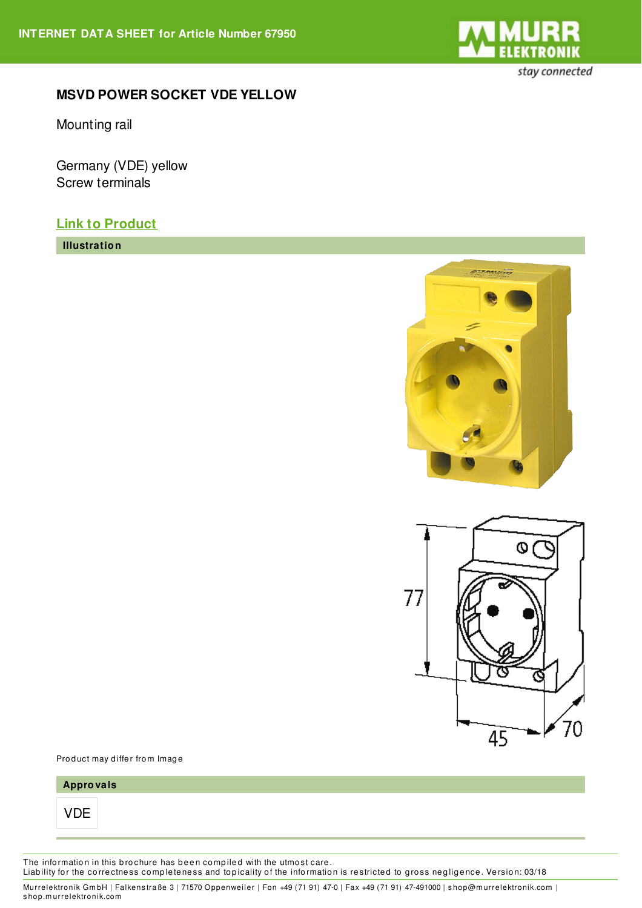INTERNET DATA SHEET for Article Number 67950

# MSVD POWER SOCKET VDE YELLOW

Mounting rail

Germany (VDE) yellow
Screw terminals

[Link to Product]

## Illustration

77

45

70

Product may differ from Image

## Approvals

VDE

The information in this brochure has been compiled with the utmost care.
Liability for the correctness completeness and topicality of the information is restricted to gross negligence. Version: 03/18

Murrelektronik GmbH | Falkenstraße 3 | 71570 Oppenweiler | Fon +49 (71 91) 47-0 | Fax +49 (71 91) 47-491000 | shop@murrelektronik.com | shop.murrelektronik.com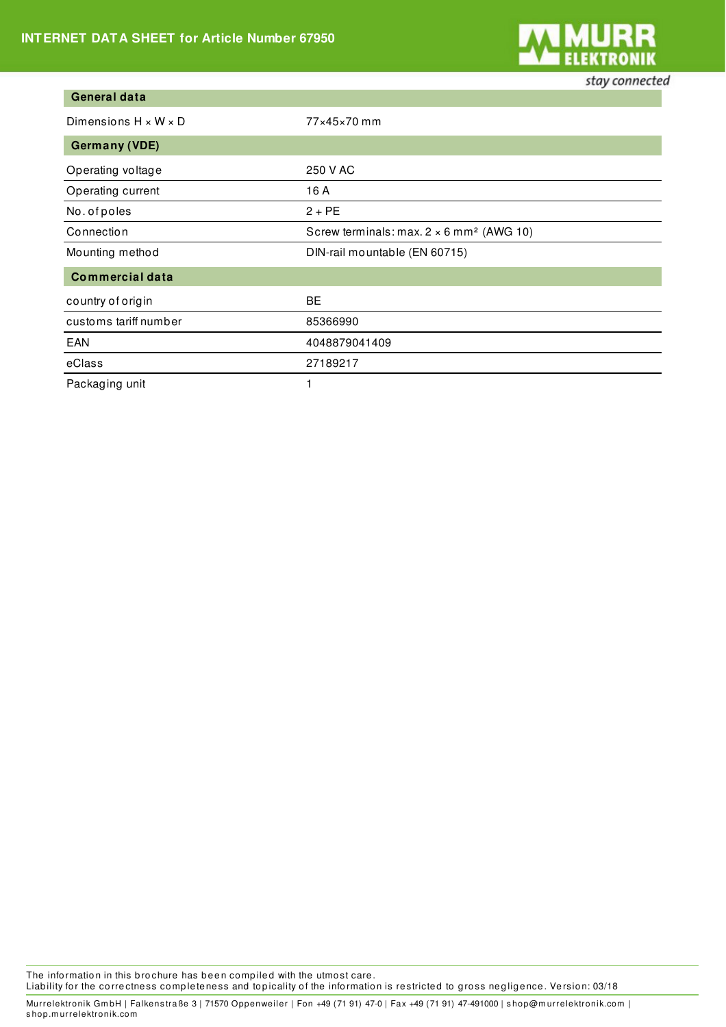INTERNET DATA SHEET for Article Number 67950

| | |
|---|---|
| **General data** | |
| Dimensions H × W × D | 77×45×70 mm |
| **Germany (VDE)** | |
| Operating voltage | 250 V AC |
| Operating current | 16 A |
| No. of poles | 2 + PE |
| Connection | Screw terminals: max. 2 × 6 mm² (AWG 10) |
| Mounting method | DIN-rail mountable (EN 60715) |
| **Commercial data** | |
| country of origin | BE |
| customs tariff number | 85366990 |
| EAN | 4048879041409 |
| eClass | 27189217 |
| Packaging unit | 1 |

The information in this brochure has been compiled with the utmost care.
Liability for the correctness completeness and topicality of the information is restricted to gross negligence. Version: 03/18

Murrelektronik GmbH | Falkenstraße 3 | 71570 Oppenweiler | Fon +49 (71 91) 47-0 | Fax +49 (71 91) 47-491000 | shop@murrelektronik.com | shop.murrelektronik.com